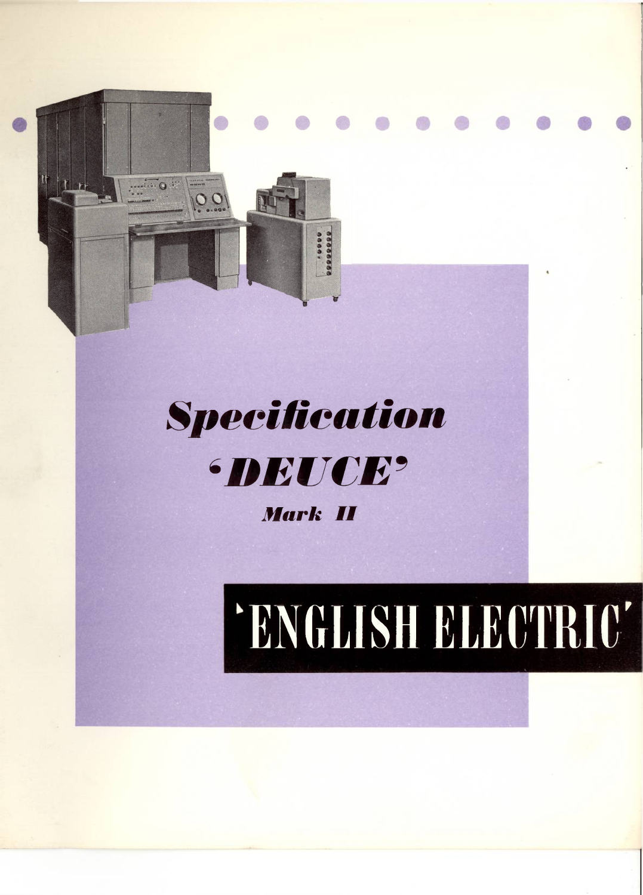# *Specification*

# *'DEUCE'*

## *Mark II*

# 'ENGLISH ELECTRIC'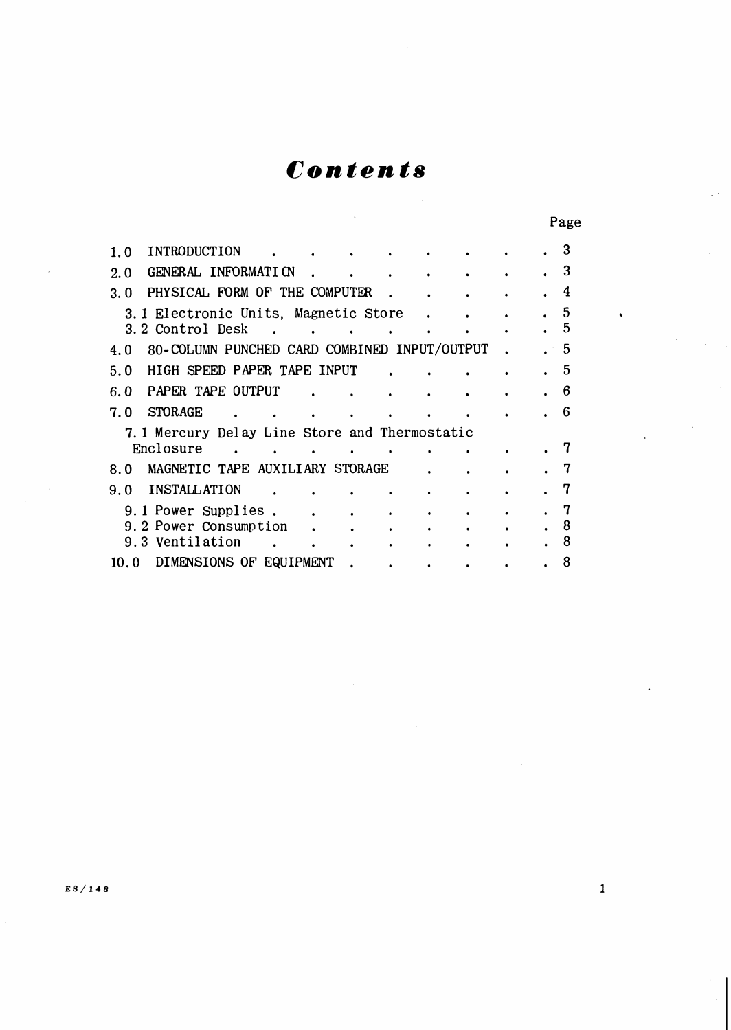# *Contents*

| | Page |
|---|---|
| 1.0 INTRODUCTION | 3 |
| 2.0 GENERAL INFORMATION | 3 |
| 3.0 PHYSICAL FORM OF THE COMPUTER | 4 |
| 3.1 Electronic Units, Magnetic Store | 5 |
| 3.2 Control Desk | 5 |
| 4.0 80-COLUMN PUNCHED CARD COMBINED INPUT/OUTPUT | 5 |
| 5.0 HIGH SPEED PAPER TAPE INPUT | 5 |
| 6.0 PAPER TAPE OUTPUT | 6 |
| 7.0 STORAGE | 6 |
| 7.1 Mercury Delay Line Store and Thermostatic Enclosure | 7 |
| 8.0 MAGNETIC TAPE AUXILIARY STORAGE | 7 |
| 9.0 INSTALLATION | 7 |
| 9.1 Power Supplies | 7 |
| 9.2 Power Consumption | 8 |
| 9.3 Ventilation | 8 |
| 10.0 DIMENSIONS OF EQUIPMENT | 8 |

ES/148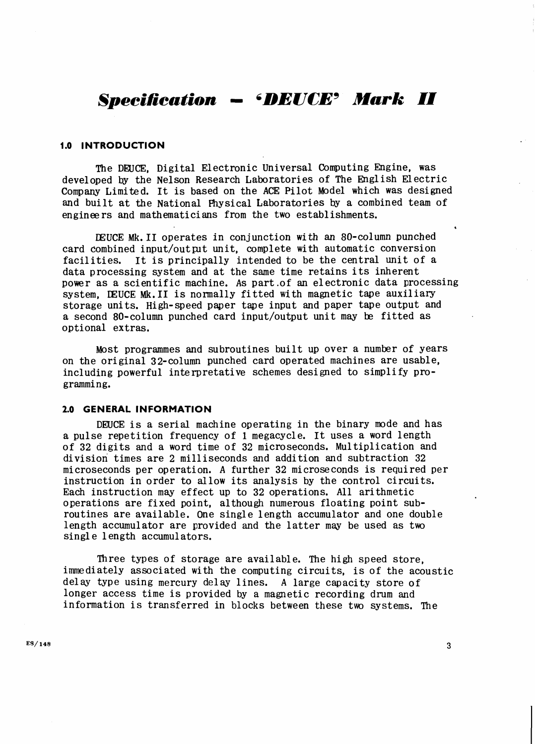# *Specification — 'DEUCE' Mark II*

## 1.0 INTRODUCTION

The DEUCE, Digital Electronic Universal Computing Engine, was developed by the Nelson Research Laboratories of The English Electric Company Limited. It is based on the ACE Pilot Model which was designed and built at the National Physical Laboratories by a combined team of engineers and mathematicians from the two establishments.

DEUCE Mk. II operates in conjunction with an 80-column punched card combined input/output unit, complete with automatic conversion facilities. It is principally intended to be the central unit of a data processing system and at the same time retains its inherent power as a scientific machine. As part of an electronic data processing system, DEUCE Mk. II is normally fitted with magnetic tape auxiliary storage units. High-speed paper tape input and paper tape output and a second 80-column punched card input/output unit may be fitted as optional extras.

Most programmes and subroutines built up over a number of years on the original 32-column punched card operated machines are usable, including powerful interpretative schemes designed to simplify programming.

## 2.0 GENERAL INFORMATION

DEUCE is a serial machine operating in the binary mode and has a pulse repetition frequency of 1 megacycle. It uses a word length of 32 digits and a word time of 32 microseconds. Multiplication and division times are 2 milliseconds and addition and subtraction 32 microseconds per operation. A further 32 microseconds is required per instruction in order to allow its analysis by the control circuits. Each instruction may effect up to 32 operations. All arithmetic operations are fixed point, although numerous floating point subroutines are available. One single length accumulator and one double length accumulator are provided and the latter may be used as two single length accumulators.

Three types of storage are available. The high speed store, immediately associated with the computing circuits, is of the acoustic delay type using mercury delay lines. A large capacity store of longer access time is provided by a magnetic recording drum and information is transferred in blocks between these two systems. The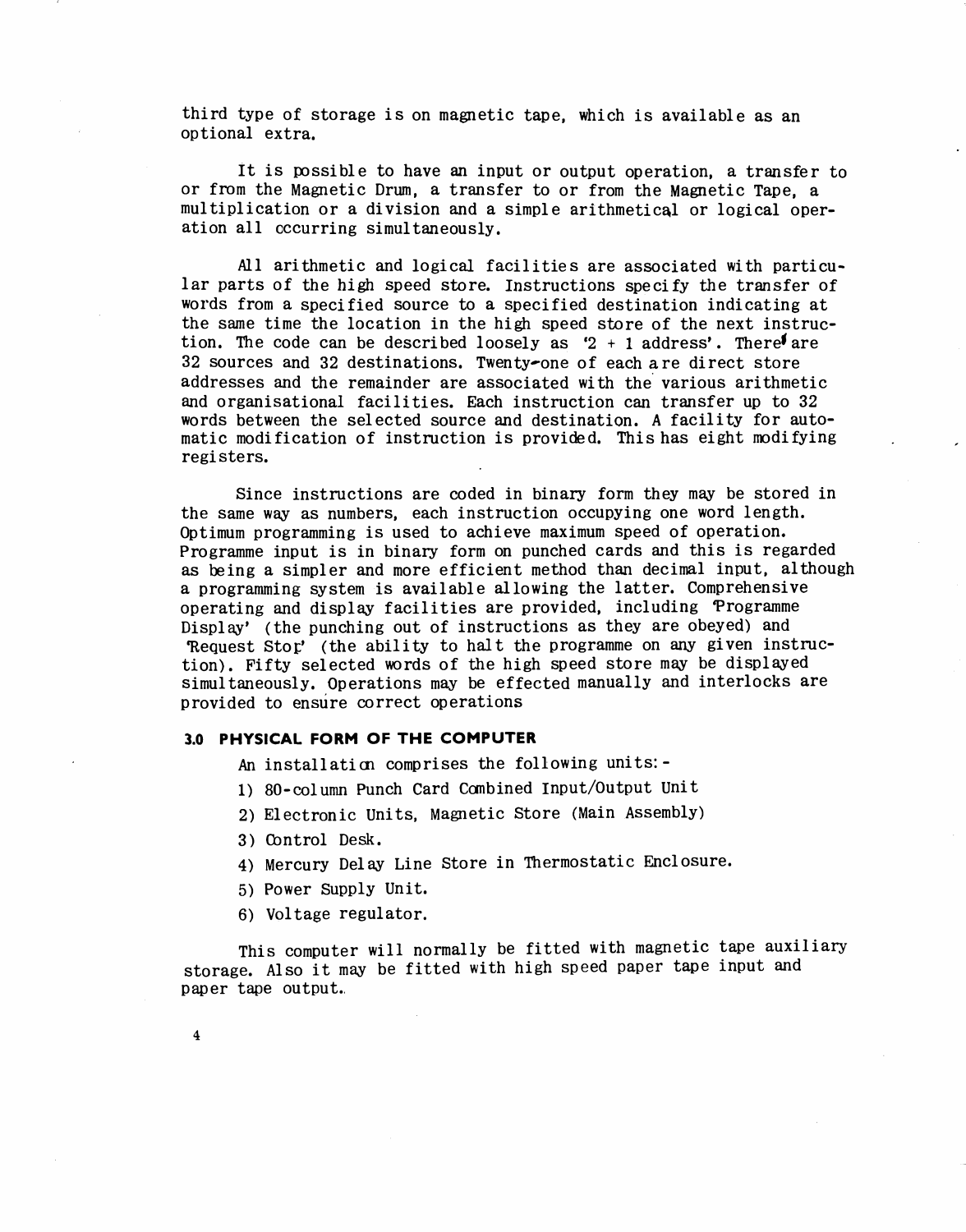third type of storage is on magnetic tape, which is available as an optional extra.

It is possible to have an input or output operation, a transfer to or from the Magnetic Drum, a transfer to or from the Magnetic Tape, a multiplication or a division and a simple arithmetical or logical operation all occurring simultaneously.

All arithmetic and logical facilities are associated with particular parts of the high speed store. Instructions specify the transfer of words from a specified source to a specified destination indicating at the same time the location in the high speed store of the next instruction. The code can be described loosely as '2 + 1 address'. There are 32 sources and 32 destinations. Twenty-one of each are direct store addresses and the remainder are associated with the various arithmetic and organisational facilities. Each instruction can transfer up to 32 words between the selected source and destination. A facility for automatic modification of instruction is provided. This has eight modifying registers.

Since instructions are coded in binary form they may be stored in the same way as numbers, each instruction occupying one word length. Optimum programming is used to achieve maximum speed of operation. Programme input is in binary form on punched cards and this is regarded as being a simpler and more efficient method than decimal input, although a programming system is available allowing the latter. Comprehensive operating and display facilities are provided, including 'Programme Display' (the punching out of instructions as they are obeyed) and 'Request Stop' (the ability to halt the programme on any given instruction). Fifty selected words of the high speed store may be displayed simultaneously. Operations may be effected manually and interlocks are provided to ensure correct operations

### 3.0 PHYSICAL FORM OF THE COMPUTER

An installation comprises the following units:-

1) 80-column Punch Card Combined Input/Output Unit
2) Electronic Units, Magnetic Store (Main Assembly)
3) Control Desk.
4) Mercury Delay Line Store in Thermostatic Enclosure.
5) Power Supply Unit.
6) Voltage regulator.

This computer will normally be fitted with magnetic tape auxiliary storage. Also it may be fitted with high speed paper tape input and paper tape output.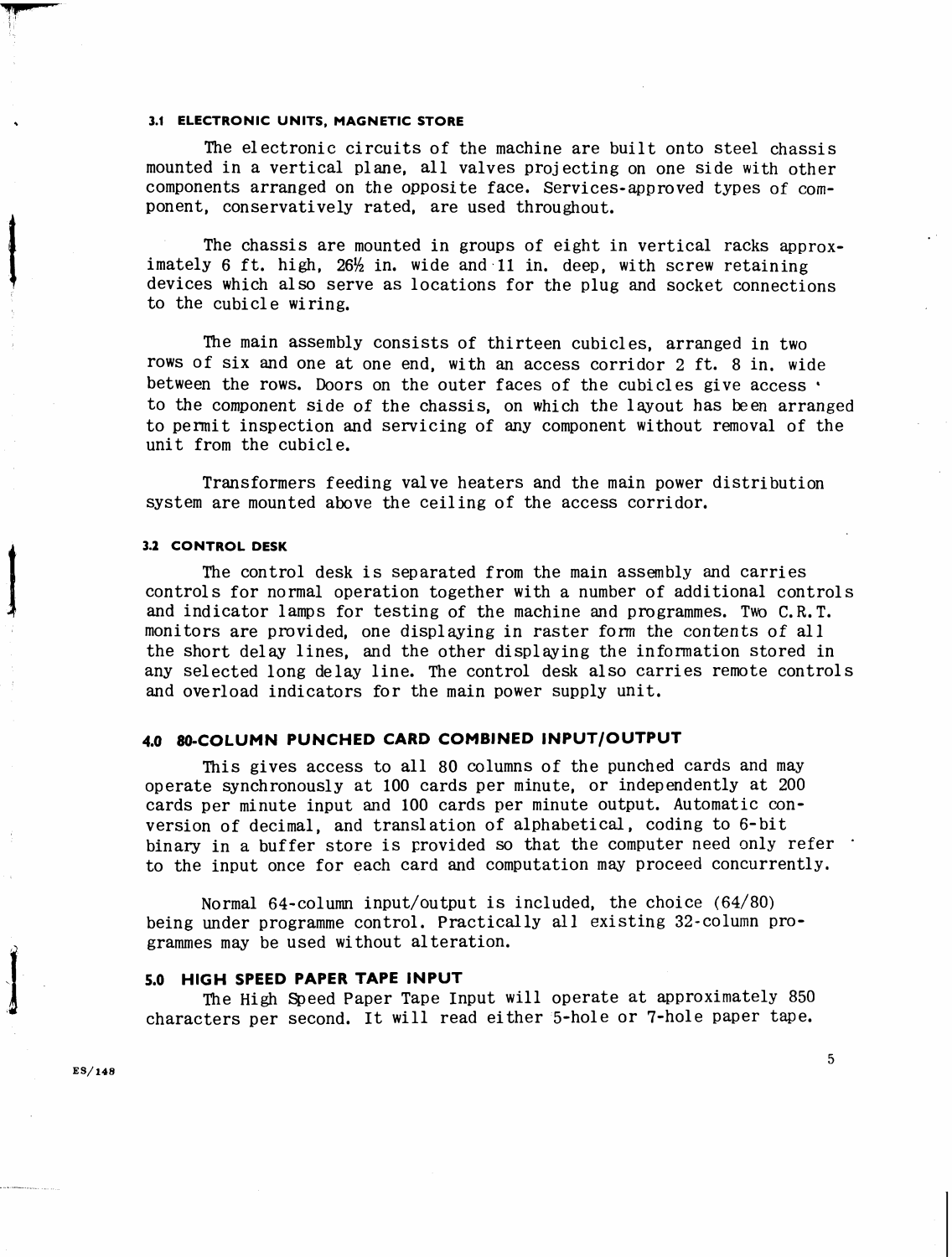### 3.1 ELECTRONIC UNITS, MAGNETIC STORE

The electronic circuits of the machine are built onto steel chassis mounted in a vertical plane, all valves projecting on one side with other components arranged on the opposite face. Services-approved types of component, conservatively rated, are used throughout.

The chassis are mounted in groups of eight in vertical racks approximately 6 ft. high, 26½ in. wide and 11 in. deep, with screw retaining devices which also serve as locations for the plug and socket connections to the cubicle wiring.

The main assembly consists of thirteen cubicles, arranged in two rows of six and one at one end, with an access corridor 2 ft. 8 in. wide between the rows. Doors on the outer faces of the cubicles give access to the component side of the chassis, on which the layout has been arranged to permit inspection and servicing of any component without removal of the unit from the cubicle.

Transformers feeding valve heaters and the main power distribution system are mounted above the ceiling of the access corridor.

### 3.2 CONTROL DESK

The control desk is separated from the main assembly and carries controls for normal operation together with a number of additional controls and indicator lamps for testing of the machine and programmes. Two C.R.T. monitors are provided, one displaying in raster form the contents of all the short delay lines, and the other displaying the information stored in any selected long delay line. The control desk also carries remote controls and overload indicators for the main power supply unit.

## 4.0 80-COLUMN PUNCHED CARD COMBINED INPUT/OUTPUT

This gives access to all 80 columns of the punched cards and may operate synchronously at 100 cards per minute, or independently at 200 cards per minute input and 100 cards per minute output. Automatic conversion of decimal, and translation of alphabetical, coding to 6-bit binary in a buffer store is provided so that the computer need only refer to the input once for each card and computation may proceed concurrently.

Normal 64-column input/output is included, the choice (64/80) being under programme control. Practically all existing 32-column programmes may be used without alteration.

## 5.0 HIGH SPEED PAPER TAPE INPUT

The High Speed Paper Tape Input will operate at approximately 850 characters per second. It will read either 5-hole or 7-hole paper tape.

ES/148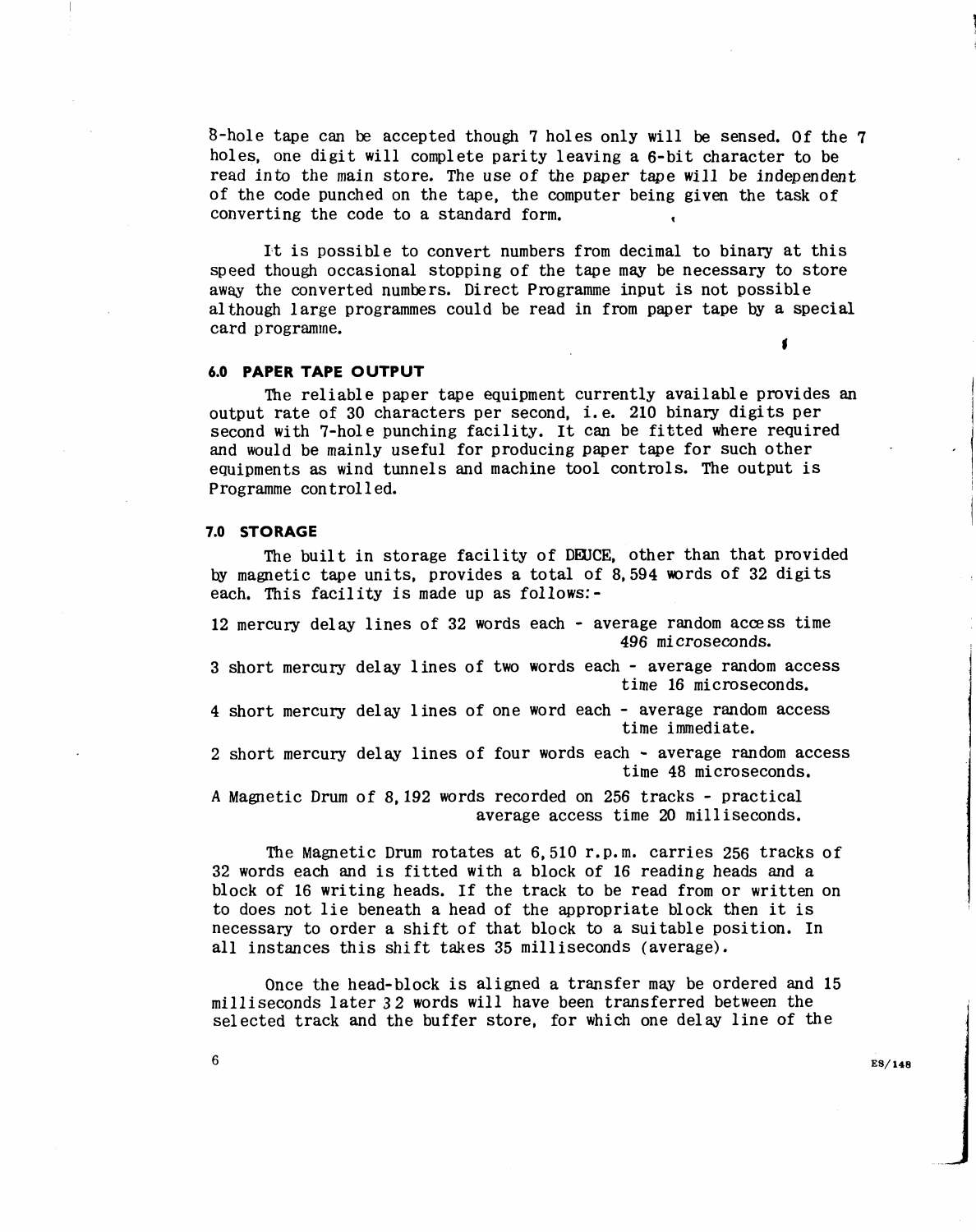8-hole tape can be accepted though 7 holes only will be sensed. Of the 7 holes, one digit will complete parity leaving a 6-bit character to be read into the main store. The use of the paper tape will be independent of the code punched on the tape, the computer being given the task of converting the code to a standard form.

It is possible to convert numbers from decimal to binary at this speed though occasional stopping of the tape may be necessary to store away the converted numbers. Direct Programme input is not possible although large programmes could be read in from paper tape by a special card programme.

### 6.0 PAPER TAPE OUTPUT

The reliable paper tape equipment currently available provides an output rate of 30 characters per second, i.e. 210 binary digits per second with 7-hole punching facility. It can be fitted where required and would be mainly useful for producing paper tape for such other equipments as wind tunnels and machine tool controls. The output is Programme controlled.

### 7.0 STORAGE

The built in storage facility of DEUCE, other than that provided by magnetic tape units, provides a total of 8,594 words of 32 digits each. This facility is made up as follows:-

12 mercury delay lines of 32 words each - average random access time 496 microseconds.

3 short mercury delay lines of two words each - average random access time 16 microseconds.

4 short mercury delay lines of one word each - average random access time immediate.

2 short mercury delay lines of four words each - average random access time 48 microseconds.

A Magnetic Drum of 8,192 words recorded on 256 tracks - practical average access time 20 milliseconds.

The Magnetic Drum rotates at 6,510 r.p.m. carries 256 tracks of 32 words each and is fitted with a block of 16 reading heads and a block of 16 writing heads. If the track to be read from or written on to does not lie beneath a head of the appropriate block then it is necessary to order a shift of that block to a suitable position. In all instances this shift takes 35 milliseconds (average).

Once the head-block is aligned a transfer may be ordered and 15 milliseconds later 32 words will have been transferred between the selected track and the buffer store, for which one delay line of the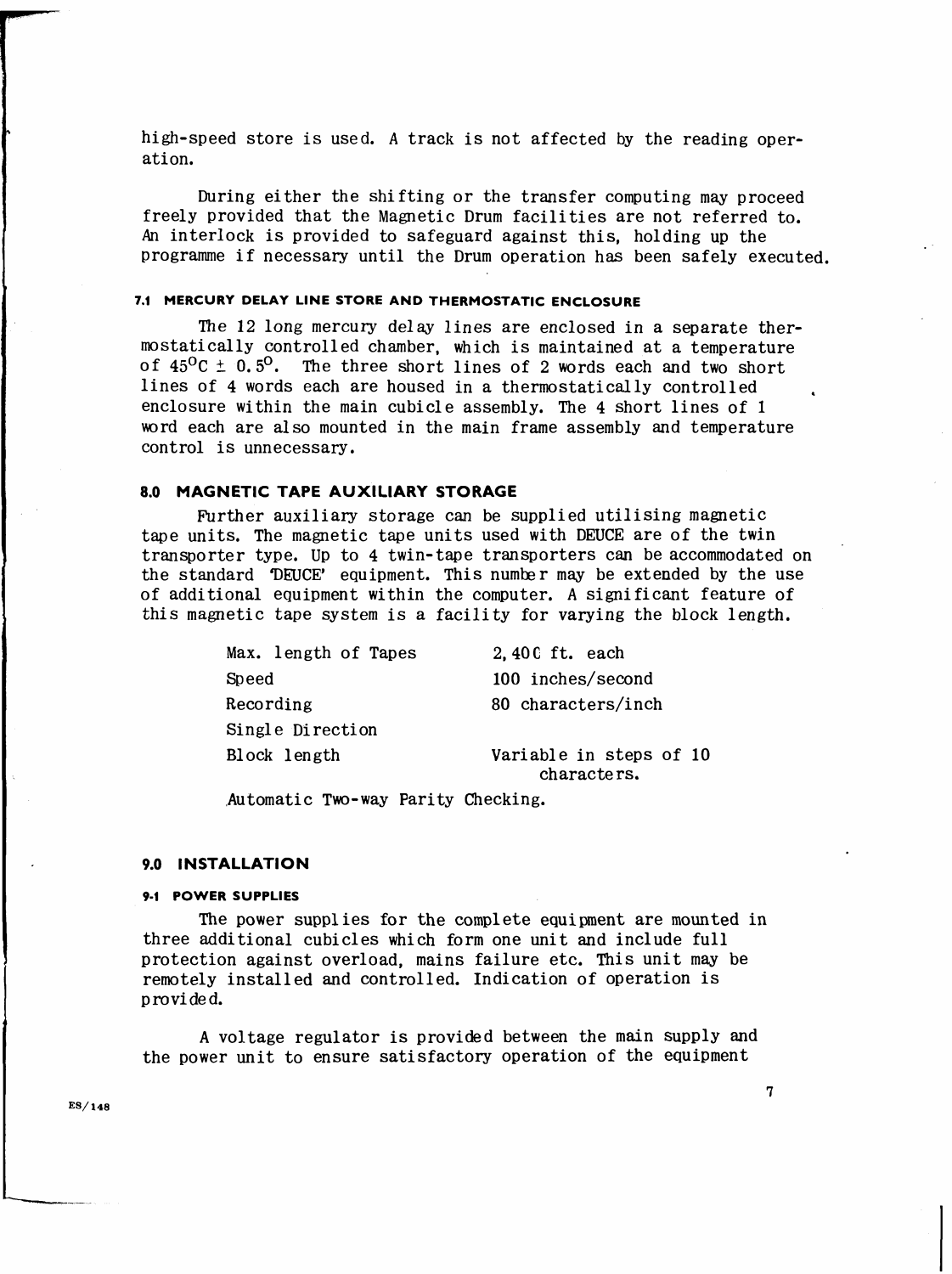high-speed store is used. A track is not affected by the reading operation.

During either the shifting or the transfer computing may proceed freely provided that the Magnetic Drum facilities are not referred to. An interlock is provided to safeguard against this, holding up the programme if necessary until the Drum operation has been safely executed.

### 7.1 MERCURY DELAY LINE STORE AND THERMOSTATIC ENCLOSURE

The 12 long mercury delay lines are enclosed in a separate thermostatically controlled chamber, which is maintained at a temperature of $45^{O}C \pm 0.5^{O}$. The three short lines of 2 words each and two short lines of 4 words each are housed in a thermostatically controlled enclosure within the main cubicle assembly. The 4 short lines of 1 word each are also mounted in the main frame assembly and temperature control is unnecessary.

## 8.0 MAGNETIC TAPE AUXILIARY STORAGE

Further auxiliary storage can be supplied utilising magnetic tape units. The magnetic tape units used with DEUCE are of the twin transporter type. Up to 4 twin-tape transporters can be accommodated on the standard 'DEUCE' equipment. This number may be extended by the use of additional equipment within the computer. A significant feature of this magnetic tape system is a facility for varying the block length.

| | |
|---|---|
| Max. length of Tapes | 2,400 ft. each |
| Speed | 100 inches/second |
| Recording | 80 characters/inch |
| Single Direction | |
| Block length | Variable in steps of 10 characters. |

Automatic Two-way Parity Checking.

## 9.0 INSTALLATION

### 9.1 POWER SUPPLIES

The power supplies for the complete equipment are mounted in three additional cubicles which form one unit and include full protection against overload, mains failure etc. This unit may be remotely installed and controlled. Indication of operation is provided.

A voltage regulator is provided between the main supply and the power unit to ensure satisfactory operation of the equipment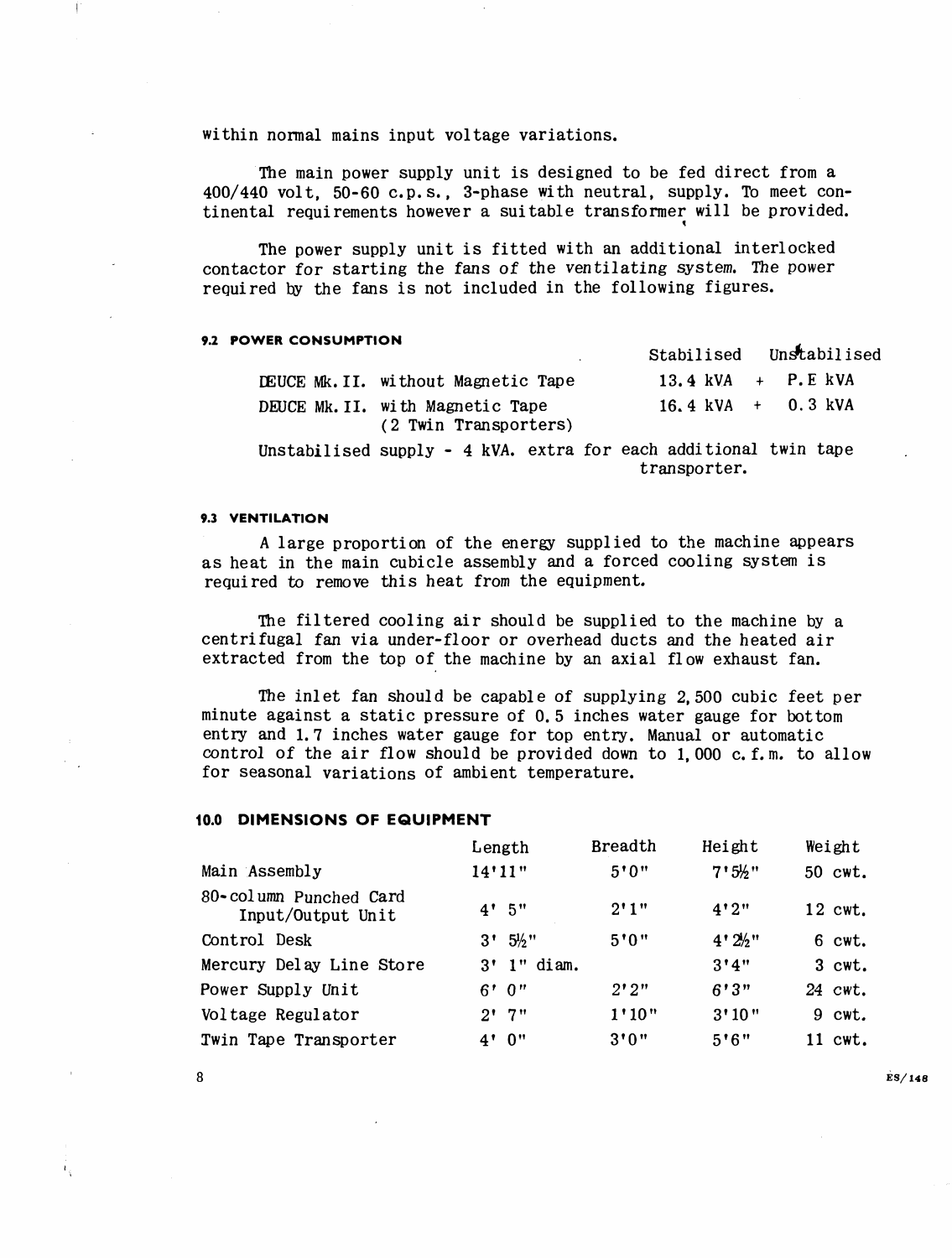within normal mains input voltage variations.

The main power supply unit is designed to be fed direct from a 400/440 volt, 50-60 c.p.s., 3-phase with neutral, supply. To meet continental requirements however a suitable transformer will be provided.

The power supply unit is fitted with an additional interlocked contactor for starting the fans of the ventilating system. The power required by the fans is not included in the following figures.

### 9.2 POWER CONSUMPTION

| | Stabilised | | Unstabilised |
|---|---|---|---|
| DEUCE Mk. II. without Magnetic Tape | 13.4 kVA | + | P.E kVA |
| DEUCE Mk. II. with Magnetic Tape (2 Twin Transporters) | 16.4 kVA | + | 0.3 kVA |

Unstabilised supply - 4 kVA. extra for each additional twin tape transporter.

### 9.3 VENTILATION

A large proportion of the energy supplied to the machine appears as heat in the main cubicle assembly and a forced cooling system is required to remove this heat from the equipment.

The filtered cooling air should be supplied to the machine by a centrifugal fan via under-floor or overhead ducts and the heated air extracted from the top of the machine by an axial flow exhaust fan.

The inlet fan should be capable of supplying 2,500 cubic feet per minute against a static pressure of 0.5 inches water gauge for bottom entry and 1.7 inches water gauge for top entry. Manual or automatic control of the air flow should be provided down to 1,000 c.f.m. to allow for seasonal variations of ambient temperature.

## 10.0 DIMENSIONS OF EQUIPMENT

| | Length | Breadth | Height | Weight |
|---|---|---|---|---|
| Main Assembly | 14'11" | 5'0" | 7'5½" | 50 cwt. |
| 80-column Punched Card Input/Output Unit | 4' 5" | 2'1" | 4'2" | 12 cwt. |
| Control Desk | 3' 5½" | 5'0" | 4'2½" | 6 cwt. |
| Mercury Delay Line Store | 3' 1" diam. | | 3'4" | 3 cwt. |
| Power Supply Unit | 6' 0" | 2'2" | 6'3" | 24 cwt. |
| Voltage Regulator | 2' 7" | 1'10" | 3'10" | 9 cwt. |
| Twin Tape Transporter | 4' 0" | 3'0" | 5'6" | 11 cwt. |

ES/148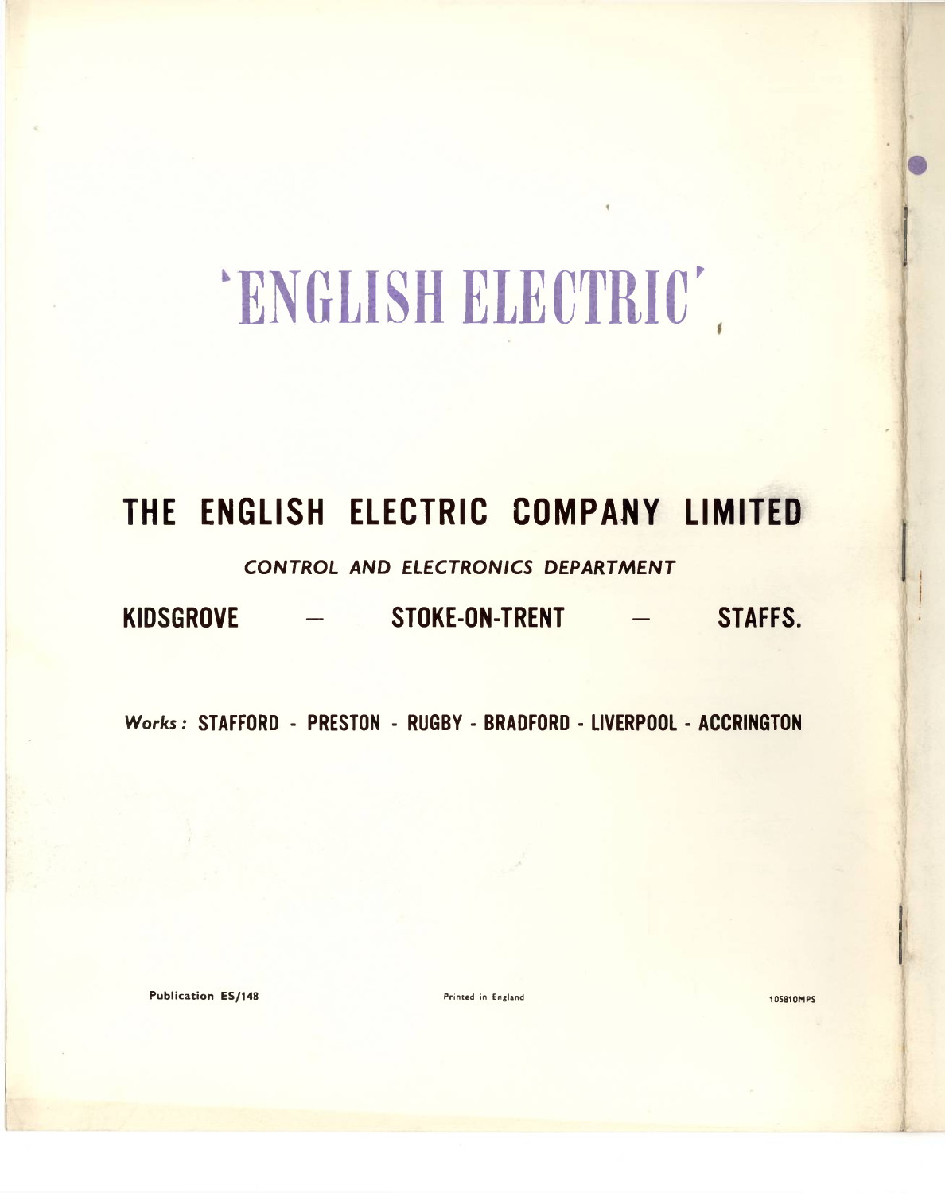# 'ENGLISH ELECTRIC'

## THE ENGLISH ELECTRIC COMPANY LIMITED

*CONTROL AND ELECTRONICS DEPARTMENT*

**KIDSGROVE — STOKE-ON-TRENT — STAFFS.**

*Works:* **STAFFORD - PRESTON - RUGBY - BRADFORD - LIVERPOOL - ACCRINGTON**

**Publication ES/148** Printed in England 105810MPS